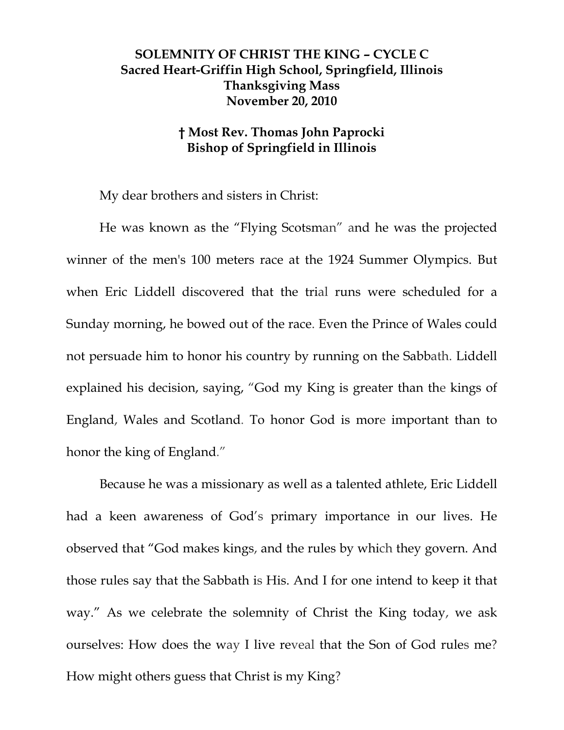**SOLEMNITY OF CHRIST THE KING – CYCLE C**
**Sacred Heart-Griffin High School, Springfield, Illinois**
**Thanksgiving Mass**
**November 20, 2010**

**† Most Rev. Thomas John Paprocki**
**Bishop of Springfield in Illinois**

My dear brothers and sisters in Christ:

He was known as the "Flying Scotsman" and he was the projected winner of the men's 100 meters race at the 1924 Summer Olympics. But when Eric Liddell discovered that the trial runs were scheduled for a Sunday morning, he bowed out of the race. Even the Prince of Wales could not persuade him to honor his country by running on the Sabbath. Liddell explained his decision, saying, "God my King is greater than the kings of England, Wales and Scotland. To honor God is more important than to honor the king of England."

Because he was a missionary as well as a talented athlete, Eric Liddell had a keen awareness of God's primary importance in our lives. He observed that "God makes kings, and the rules by which they govern. And those rules say that the Sabbath is His. And I for one intend to keep it that way." As we celebrate the solemnity of Christ the King today, we ask ourselves: How does the way I live reveal that the Son of God rules me? How might others guess that Christ is my King?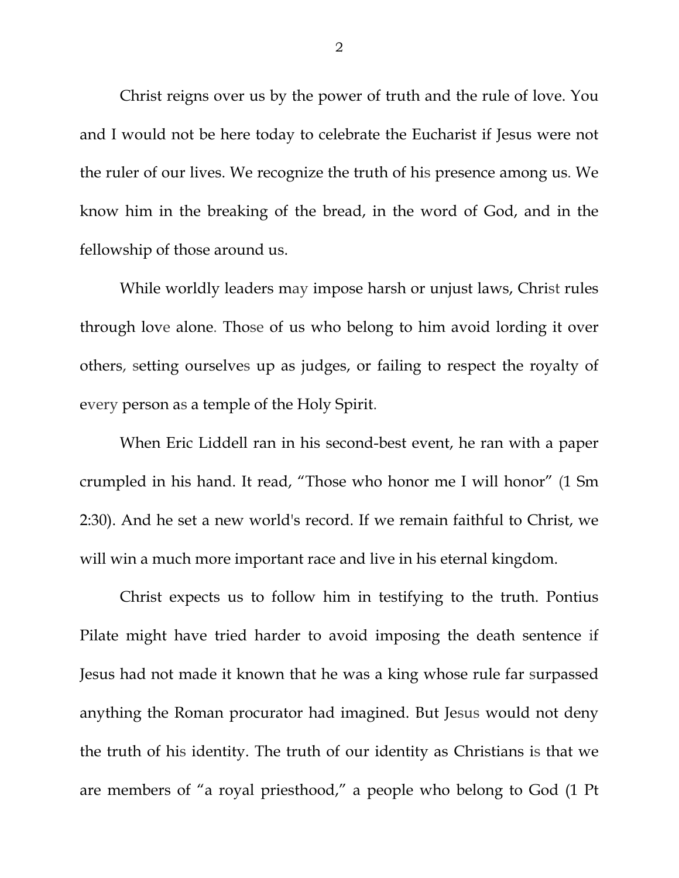Christ reigns over us by the power of truth and the rule of love. You and I would not be here today to celebrate the Eucharist if Jesus were not the ruler of our lives. We recognize the truth of his presence among us. We know him in the breaking of the bread, in the word of God, and in the fellowship of those around us.

While worldly leaders may impose harsh or unjust laws, Christ rules through love alone. Those of us who belong to him avoid lording it over others, setting ourselves up as judges, or failing to respect the royalty of every person as a temple of the Holy Spirit.

When Eric Liddell ran in his second-best event, he ran with a paper crumpled in his hand. It read, "Those who honor me I will honor" (1 Sm 2:30). And he set a new world's record. If we remain faithful to Christ, we will win a much more important race and live in his eternal kingdom.

Christ expects us to follow him in testifying to the truth. Pontius Pilate might have tried harder to avoid imposing the death sentence if Jesus had not made it known that he was a king whose rule far surpassed anything the Roman procurator had imagined. But Jesus would not deny the truth of his identity. The truth of our identity as Christians is that we are members of "a royal priesthood," a people who belong to God (1 Pt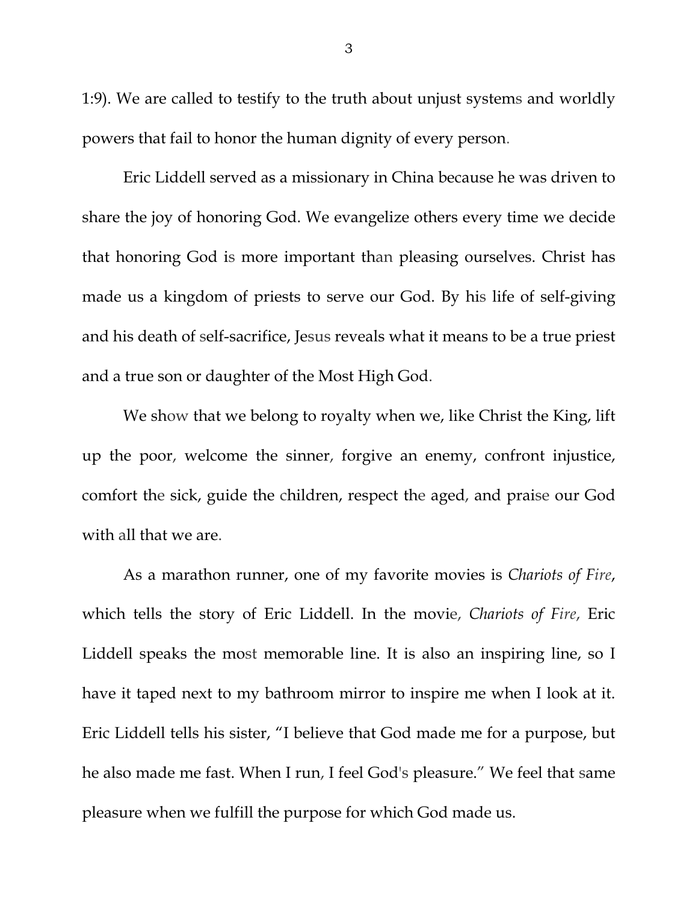1:9). We are called to testify to the truth about unjust systems and worldly powers that fail to honor the human dignity of every person.

Eric Liddell served as a missionary in China because he was driven to share the joy of honoring God. We evangelize others every time we decide that honoring God is more important than pleasing ourselves. Christ has made us a kingdom of priests to serve our God. By his life of self-giving and his death of self-sacrifice, Jesus reveals what it means to be a true priest and a true son or daughter of the Most High God.

We show that we belong to royalty when we, like Christ the King, lift up the poor, welcome the sinner, forgive an enemy, confront injustice, comfort the sick, guide the children, respect the aged, and praise our God with all that we are.

As a marathon runner, one of my favorite movies is *Chariots of Fire*, which tells the story of Eric Liddell. In the movie, *Chariots of Fire*, Eric Liddell speaks the most memorable line. It is also an inspiring line, so I have it taped next to my bathroom mirror to inspire me when I look at it. Eric Liddell tells his sister, "I believe that God made me for a purpose, but he also made me fast. When I run, I feel God's pleasure." We feel that same pleasure when we fulfill the purpose for which God made us.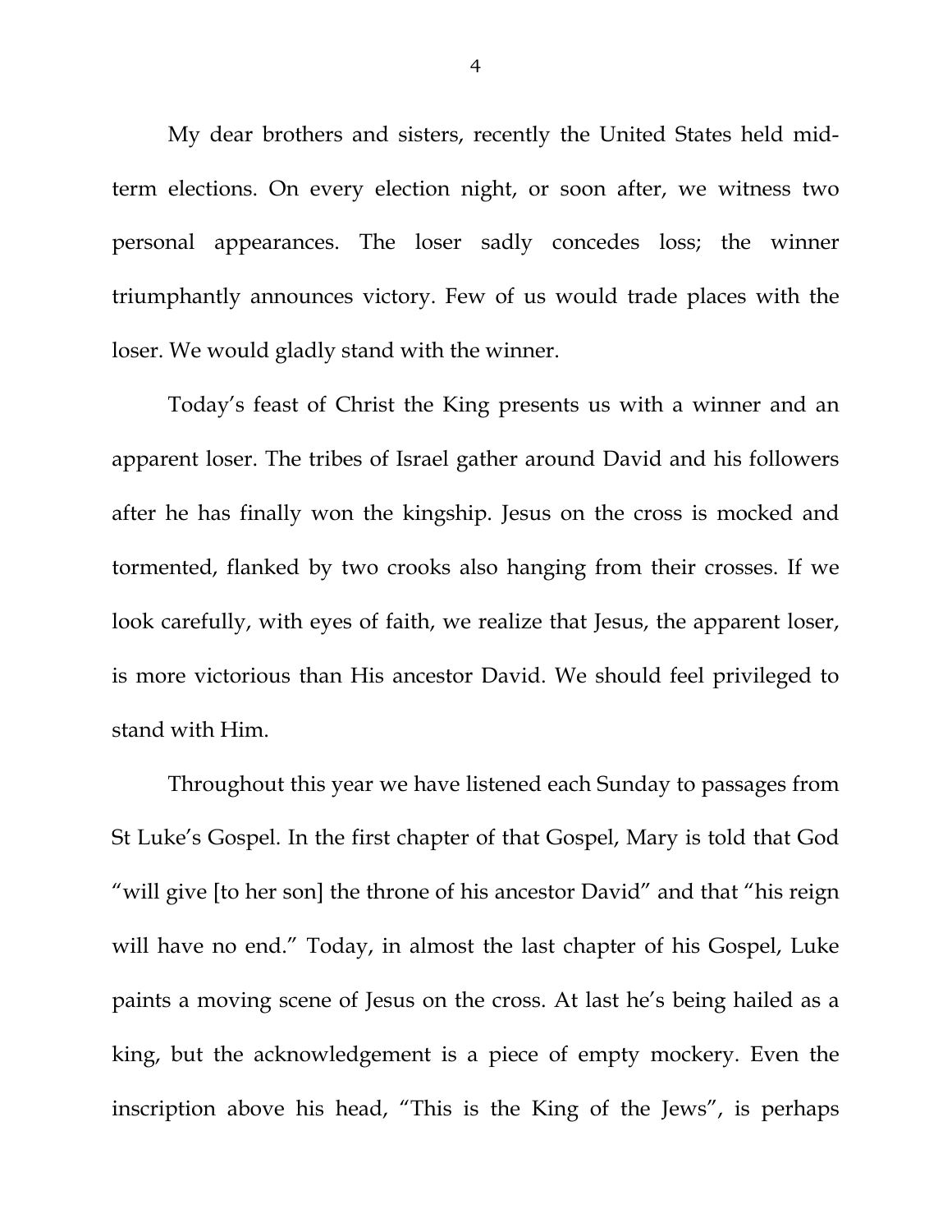My dear brothers and sisters, recently the United States held mid-term elections. On every election night, or soon after, we witness two personal appearances. The loser sadly concedes loss; the winner triumphantly announces victory. Few of us would trade places with the loser. We would gladly stand with the winner.

Today's feast of Christ the King presents us with a winner and an apparent loser. The tribes of Israel gather around David and his followers after he has finally won the kingship. Jesus on the cross is mocked and tormented, flanked by two crooks also hanging from their crosses. If we look carefully, with eyes of faith, we realize that Jesus, the apparent loser, is more victorious than His ancestor David. We should feel privileged to stand with Him.

Throughout this year we have listened each Sunday to passages from St Luke's Gospel. In the first chapter of that Gospel, Mary is told that God "will give [to her son] the throne of his ancestor David" and that "his reign will have no end." Today, in almost the last chapter of his Gospel, Luke paints a moving scene of Jesus on the cross. At last he's being hailed as a king, but the acknowledgement is a piece of empty mockery. Even the inscription above his head, "This is the King of the Jews", is perhaps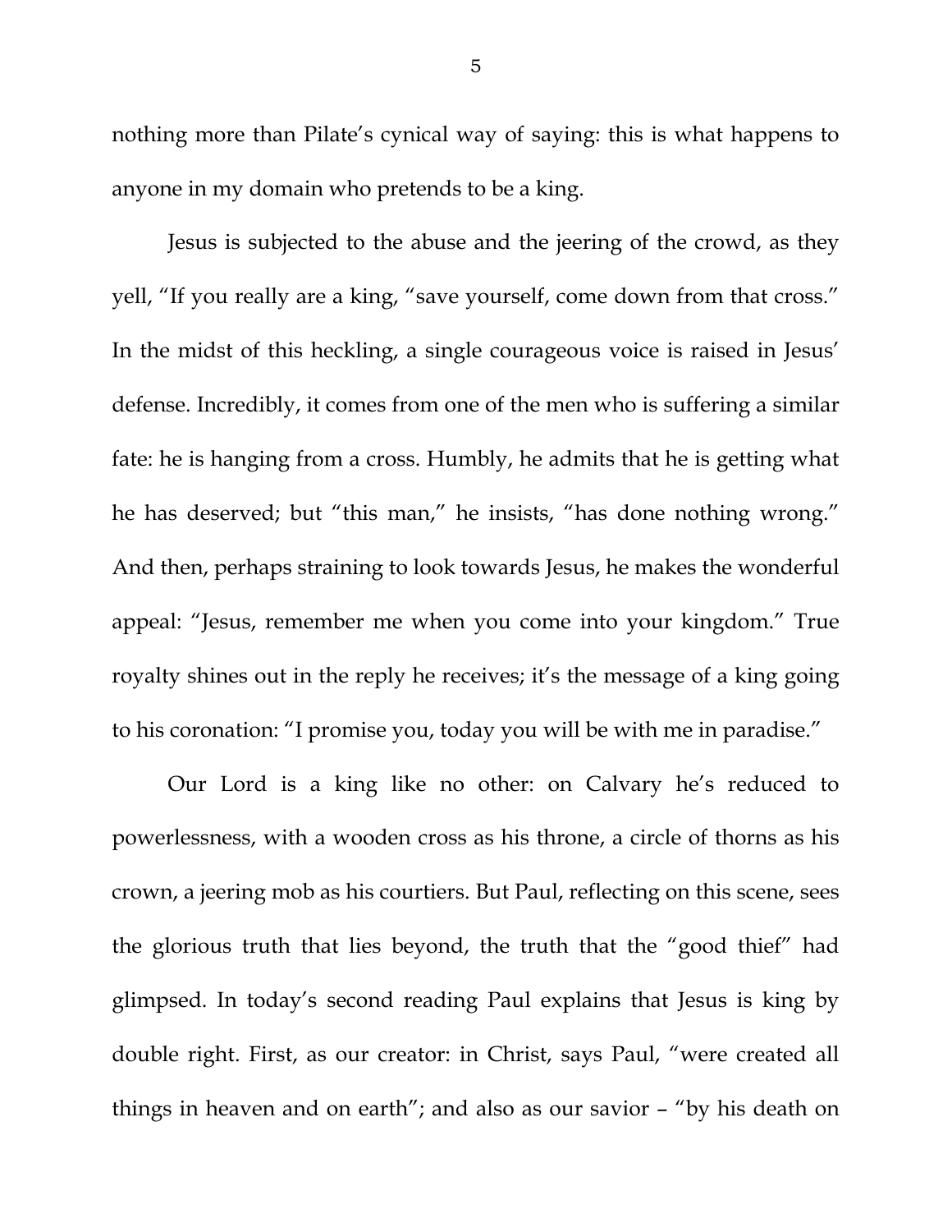nothing more than Pilate's cynical way of saying: this is what happens to anyone in my domain who pretends to be a king.

Jesus is subjected to the abuse and the jeering of the crowd, as they yell, "If you really are a king, "save yourself, come down from that cross." In the midst of this heckling, a single courageous voice is raised in Jesus' defense. Incredibly, it comes from one of the men who is suffering a similar fate: he is hanging from a cross. Humbly, he admits that he is getting what he has deserved; but "this man," he insists, "has done nothing wrong." And then, perhaps straining to look towards Jesus, he makes the wonderful appeal: "Jesus, remember me when you come into your kingdom." True royalty shines out in the reply he receives; it's the message of a king going to his coronation: "I promise you, today you will be with me in paradise."

Our Lord is a king like no other: on Calvary he's reduced to powerlessness, with a wooden cross as his throne, a circle of thorns as his crown, a jeering mob as his courtiers. But Paul, reflecting on this scene, sees the glorious truth that lies beyond, the truth that the "good thief" had glimpsed. In today's second reading Paul explains that Jesus is king by double right. First, as our creator: in Christ, says Paul, "were created all things in heaven and on earth"; and also as our savior – "by his death on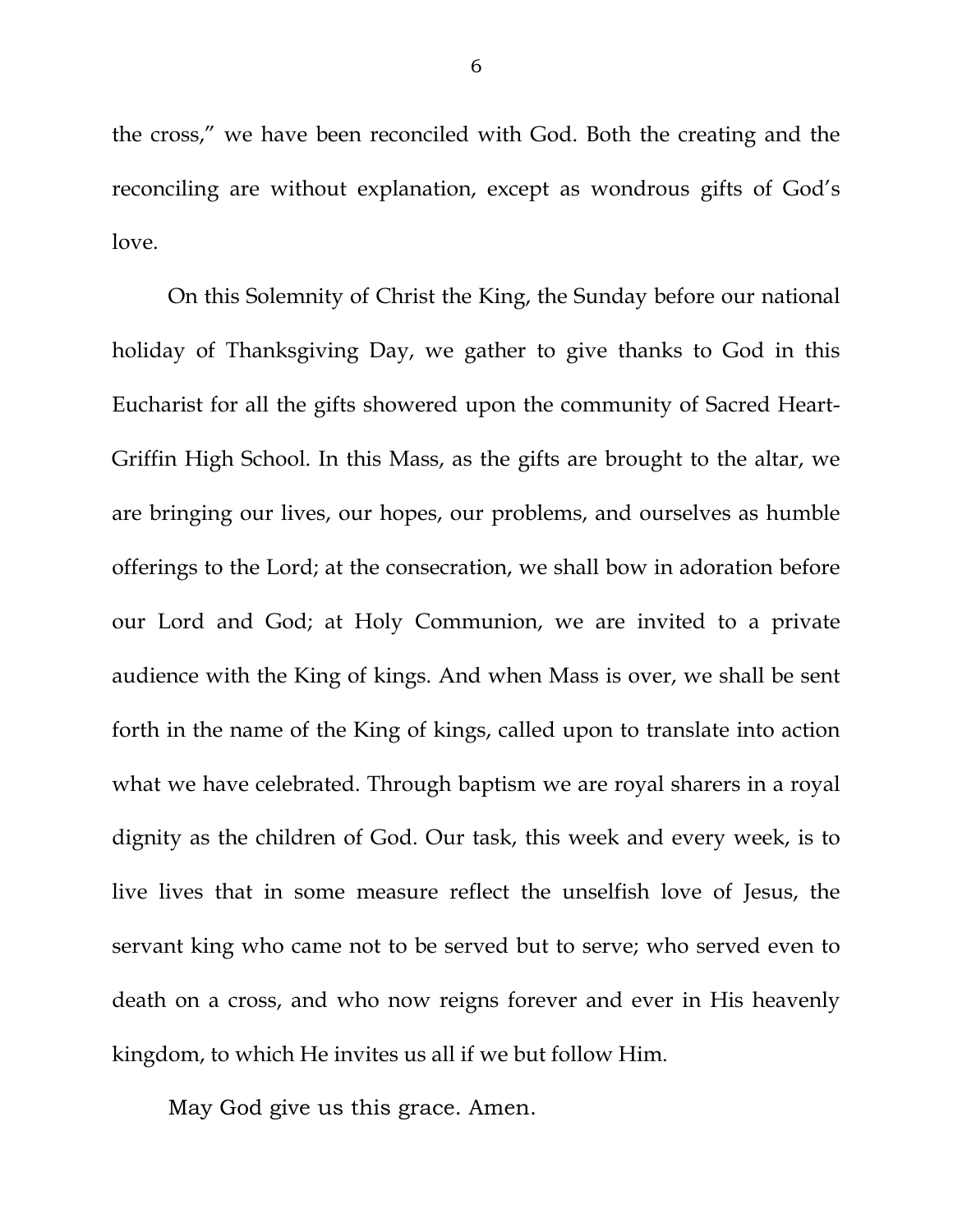the cross," we have been reconciled with God. Both the creating and the reconciling are without explanation, except as wondrous gifts of God's love.

On this Solemnity of Christ the King, the Sunday before our national holiday of Thanksgiving Day, we gather to give thanks to God in this Eucharist for all the gifts showered upon the community of Sacred Heart-Griffin High School. In this Mass, as the gifts are brought to the altar, we are bringing our lives, our hopes, our problems, and ourselves as humble offerings to the Lord; at the consecration, we shall bow in adoration before our Lord and God; at Holy Communion, we are invited to a private audience with the King of kings. And when Mass is over, we shall be sent forth in the name of the King of kings, called upon to translate into action what we have celebrated. Through baptism we are royal sharers in a royal dignity as the children of God. Our task, this week and every week, is to live lives that in some measure reflect the unselfish love of Jesus, the servant king who came not to be served but to serve; who served even to death on a cross, and who now reigns forever and ever in His heavenly kingdom, to which He invites us all if we but follow Him.

May God give us this grace. Amen.